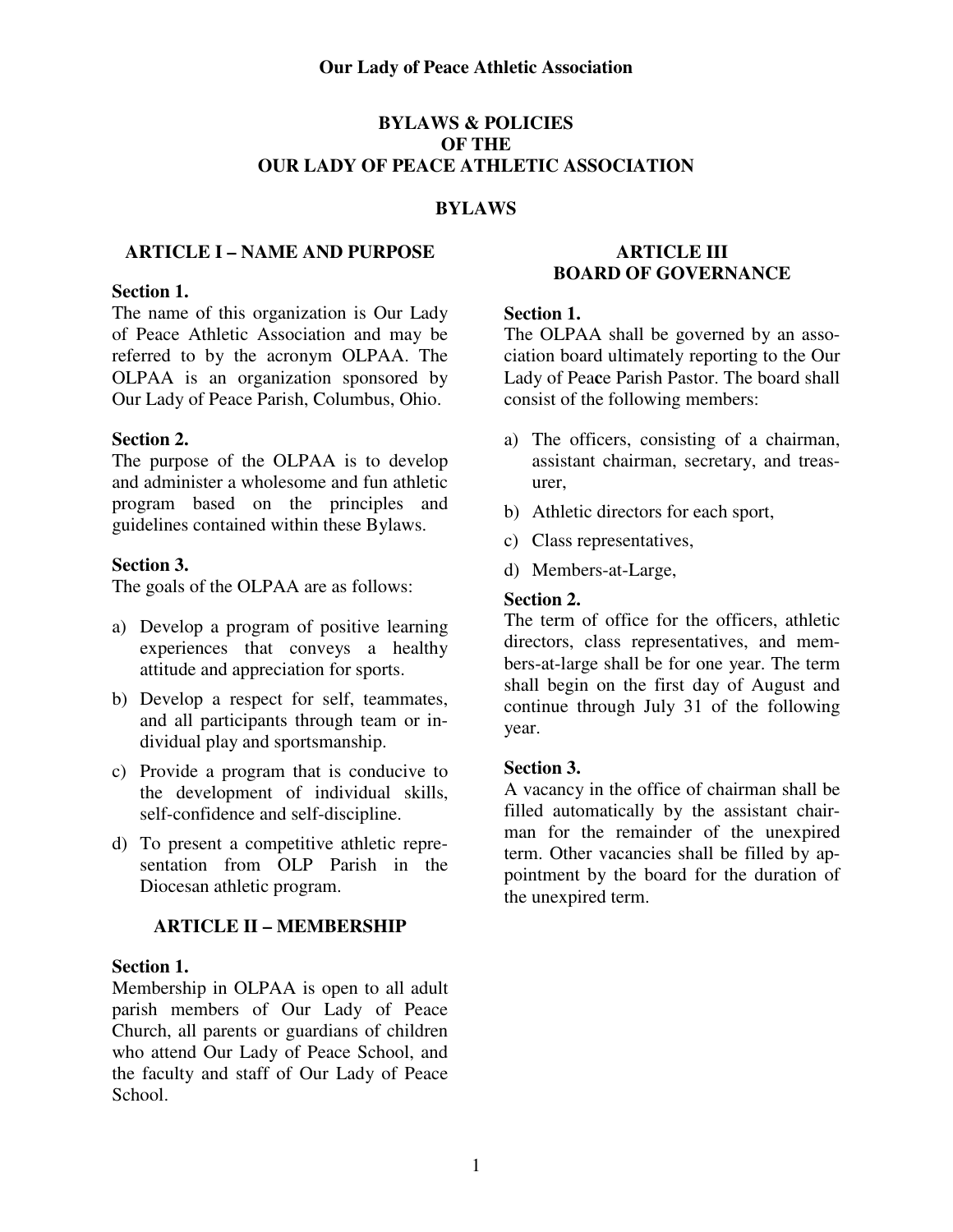# Our Lady of Peace Athletic Association

## BYLAWS & POLICIES OF THE OUR LADY OF PEACE ATHLETIC ASSOCIATION

## BYLAWS

### ARTICLE I – NAME AND PURPOSE

**Section 1.**
The name of this organization is Our Lady of Peace Athletic Association and may be referred to by the acronym OLPAA. The OLPAA is an organization sponsored by Our Lady of Peace Parish, Columbus, Ohio.

**Section 2.**
The purpose of the OLPAA is to develop and administer a wholesome and fun athletic program based on the principles and guidelines contained within these Bylaws.

**Section 3.**
The goals of the OLPAA are as follows:

a) Develop a program of positive learning experiences that conveys a healthy attitude and appreciation for sports.
b) Develop a respect for self, teammates, and all participants through team or individual play and sportsmanship.
c) Provide a program that is conducive to the development of individual skills, self-confidence and self-discipline.
d) To present a competitive athletic representation from OLP Parish in the Diocesan athletic program.

### ARTICLE II – MEMBERSHIP

**Section 1.**
Membership in OLPAA is open to all adult parish members of Our Lady of Peace Church, all parents or guardians of children who attend Our Lady of Peace School, and the faculty and staff of Our Lady of Peace School.

### ARTICLE III BOARD OF GOVERNANCE

**Section 1.**
The OLPAA shall be governed by an association board ultimately reporting to the Our Lady of Peace Parish Pastor. The board shall consist of the following members:

a) The officers, consisting of a chairman, assistant chairman, secretary, and treasurer,
b) Athletic directors for each sport,
c) Class representatives,
d) Members-at-Large,

**Section 2.**
The term of office for the officers, athletic directors, class representatives, and members-at-large shall be for one year. The term shall begin on the first day of August and continue through July 31 of the following year.

**Section 3.**
A vacancy in the office of chairman shall be filled automatically by the assistant chairman for the remainder of the unexpired term. Other vacancies shall be filled by appointment by the board for the duration of the unexpired term.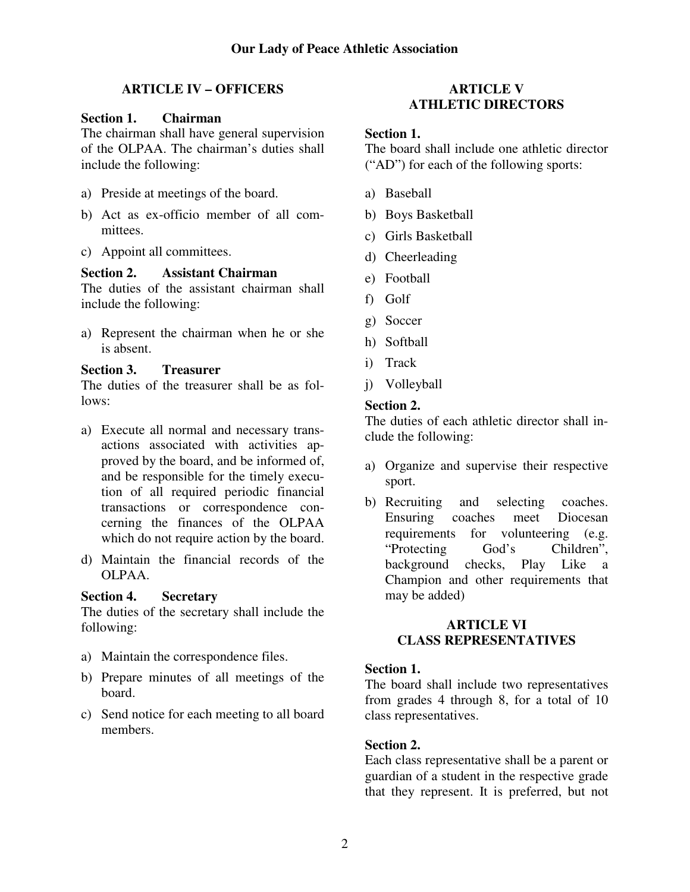## ARTICLE IV – OFFICERS

**Section 1. Chairman**
The chairman shall have general supervision of the OLPAA. The chairman's duties shall include the following:

a) Preside at meetings of the board.
b) Act as ex-officio member of all committees.
c) Appoint all committees.

**Section 2. Assistant Chairman**
The duties of the assistant chairman shall include the following:

a) Represent the chairman when he or she is absent.

**Section 3. Treasurer**
The duties of the treasurer shall be as follows:

a) Execute all normal and necessary transactions associated with activities approved by the board, and be informed of, and be responsible for the timely execution of all required periodic financial transactions or correspondence concerning the finances of the OLPAA which do not require action by the board.
d) Maintain the financial records of the OLPAA.

**Section 4. Secretary**
The duties of the secretary shall include the following:

a) Maintain the correspondence files.
b) Prepare minutes of all meetings of the board.
c) Send notice for each meeting to all board members.

## ARTICLE V
## ATHLETIC DIRECTORS

**Section 1.**
The board shall include one athletic director ("AD") for each of the following sports:

a) Baseball
b) Boys Basketball
c) Girls Basketball
d) Cheerleading
e) Football
f) Golf
g) Soccer
h) Softball
i) Track
j) Volleyball

**Section 2.**
The duties of each athletic director shall include the following:

a) Organize and supervise their respective sport.
b) Recruiting and selecting coaches. Ensuring coaches meet Diocesan requirements for volunteering (e.g. "Protecting God's Children", background checks, Play Like a Champion and other requirements that may be added)

## ARTICLE VI
## CLASS REPRESENTATIVES

**Section 1.**
The board shall include two representatives from grades 4 through 8, for a total of 10 class representatives.

**Section 2.**
Each class representative shall be a parent or guardian of a student in the respective grade that they represent. It is preferred, but not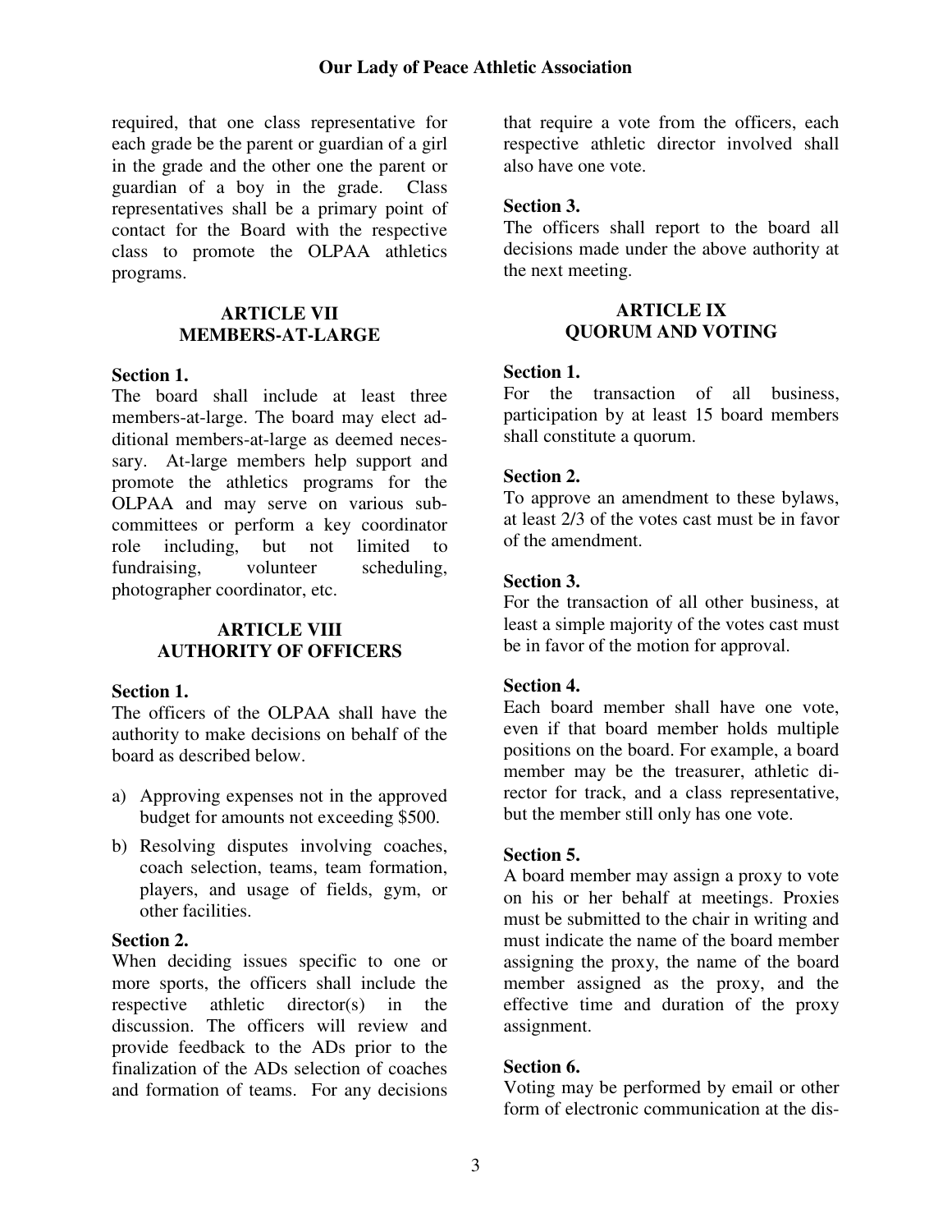required, that one class representative for each grade be the parent or guardian of a girl in the grade and the other one the parent or guardian of a boy in the grade. Class representatives shall be a primary point of contact for the Board with the respective class to promote the OLPAA athletics programs.

## ARTICLE VII
## MEMBERS-AT-LARGE

**Section 1.**
The board shall include at least three members-at-large. The board may elect additional members-at-large as deemed necessary. At-large members help support and promote the athletics programs for the OLPAA and may serve on various subcommittees or perform a key coordinator role including, but not limited to fundraising, volunteer scheduling, photographer coordinator, etc.

## ARTICLE VIII
## AUTHORITY OF OFFICERS

**Section 1.**
The officers of the OLPAA shall have the authority to make decisions on behalf of the board as described below.

a) Approving expenses not in the approved budget for amounts not exceeding $500.
b) Resolving disputes involving coaches, coach selection, teams, team formation, players, and usage of fields, gym, or other facilities.

**Section 2.**
When deciding issues specific to one or more sports, the officers shall include the respective athletic director(s) in the discussion. The officers will review and provide feedback to the ADs prior to the finalization of the ADs selection of coaches and formation of teams. For any decisions that require a vote from the officers, each respective athletic director involved shall also have one vote.

**Section 3.**
The officers shall report to the board all decisions made under the above authority at the next meeting.

## ARTICLE IX
## QUORUM AND VOTING

**Section 1.**
For the transaction of all business, participation by at least 15 board members shall constitute a quorum.

**Section 2.**
To approve an amendment to these bylaws, at least 2/3 of the votes cast must be in favor of the amendment.

**Section 3.**
For the transaction of all other business, at least a simple majority of the votes cast must be in favor of the motion for approval.

**Section 4.**
Each board member shall have one vote, even if that board member holds multiple positions on the board. For example, a board member may be the treasurer, athletic director for track, and a class representative, but the member still only has one vote.

**Section 5.**
A board member may assign a proxy to vote on his or her behalf at meetings. Proxies must be submitted to the chair in writing and must indicate the name of the board member assigning the proxy, the name of the board member assigned as the proxy, and the effective time and duration of the proxy assignment.

**Section 6.**
Voting may be performed by email or other form of electronic communication at the dis-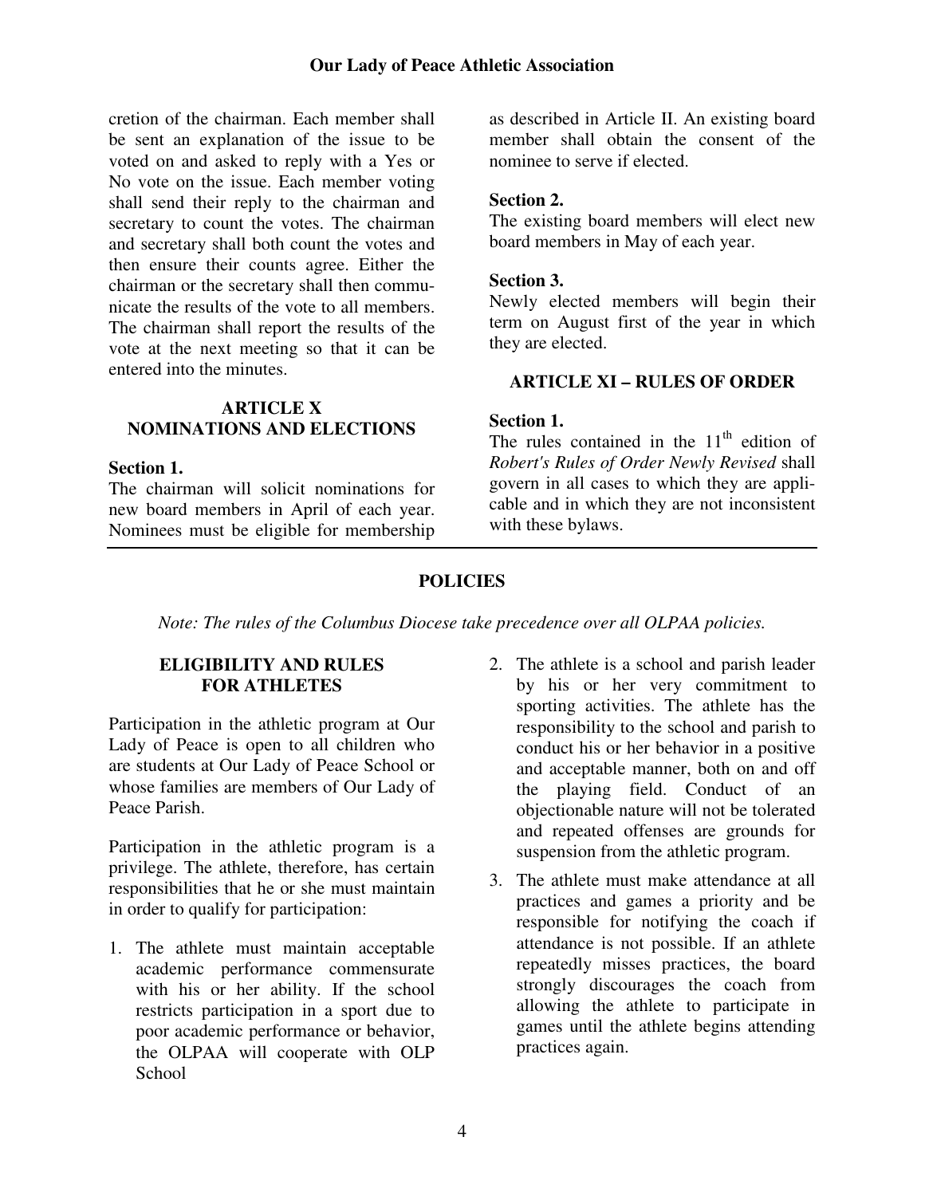cretion of the chairman. Each member shall be sent an explanation of the issue to be voted on and asked to reply with a Yes or No vote on the issue. Each member voting shall send their reply to the chairman and secretary to count the votes. The chairman and secretary shall both count the votes and then ensure their counts agree. Either the chairman or the secretary shall then communicate the results of the vote to all members. The chairman shall report the results of the vote at the next meeting so that it can be entered into the minutes.

## ARTICLE X NOMINATIONS AND ELECTIONS

**Section 1.**
The chairman will solicit nominations for new board members in April of each year. Nominees must be eligible for membership as described in Article II. An existing board member shall obtain the consent of the nominee to serve if elected.

**Section 2.**
The existing board members will elect new board members in May of each year.

**Section 3.**
Newly elected members will begin their term on August first of the year in which they are elected.

## ARTICLE XI – RULES OF ORDER

**Section 1.**
The rules contained in the 11th edition of *Robert's Rules of Order Newly Revised* shall govern in all cases to which they are applicable and in which they are not inconsistent with these bylaws.

# POLICIES

*Note: The rules of the Columbus Diocese take precedence over all OLPAA policies.*

## ELIGIBILITY AND RULES FOR ATHLETES

Participation in the athletic program at Our Lady of Peace is open to all children who are students at Our Lady of Peace School or whose families are members of Our Lady of Peace Parish.

Participation in the athletic program is a privilege. The athlete, therefore, has certain responsibilities that he or she must maintain in order to qualify for participation:

1. The athlete must maintain acceptable academic performance commensurate with his or her ability. If the school restricts participation in a sport due to poor academic performance or behavior, the OLPAA will cooperate with OLP School
2. The athlete is a school and parish leader by his or her very commitment to sporting activities. The athlete has the responsibility to the school and parish to conduct his or her behavior in a positive and acceptable manner, both on and off the playing field. Conduct of an objectionable nature will not be tolerated and repeated offenses are grounds for suspension from the athletic program.
3. The athlete must make attendance at all practices and games a priority and be responsible for notifying the coach if attendance is not possible. If an athlete repeatedly misses practices, the board strongly discourages the coach from allowing the athlete to participate in games until the athlete begins attending practices again.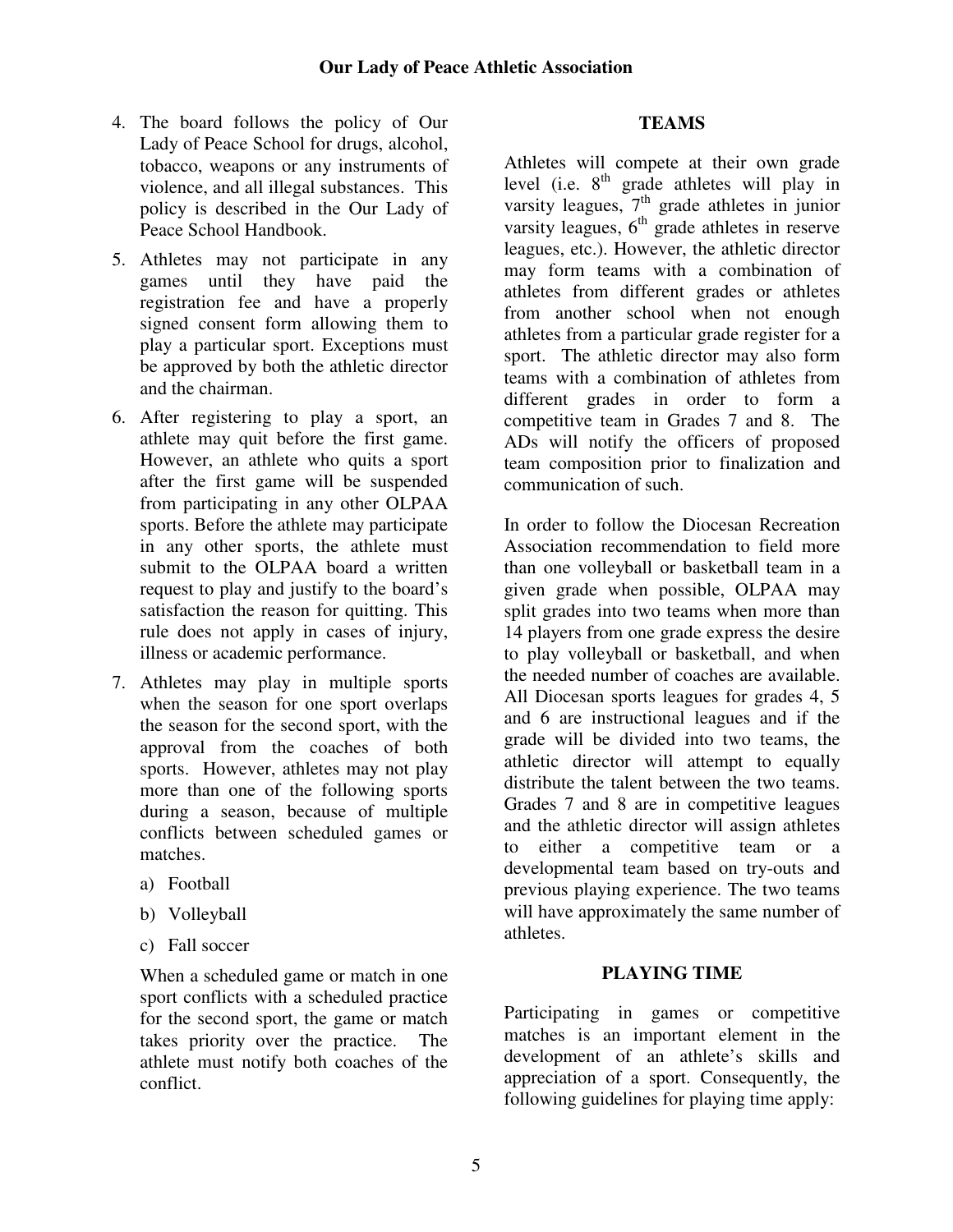4. The board follows the policy of Our Lady of Peace School for drugs, alcohol, tobacco, weapons or any instruments of violence, and all illegal substances. This policy is described in the Our Lady of Peace School Handbook.
5. Athletes may not participate in any games until they have paid the registration fee and have a properly signed consent form allowing them to play a particular sport. Exceptions must be approved by both the athletic director and the chairman.
6. After registering to play a sport, an athlete may quit before the first game. However, an athlete who quits a sport after the first game will be suspended from participating in any other OLPAA sports. Before the athlete may participate in any other sports, the athlete must submit to the OLPAA board a written request to play and justify to the board's satisfaction the reason for quitting. This rule does not apply in cases of injury, illness or academic performance.
7. Athletes may play in multiple sports when the season for one sport overlaps the season for the second sport, with the approval from the coaches of both sports. However, athletes may not play more than one of the following sports during a season, because of multiple conflicts between scheduled games or matches.
   a) Football
   b) Volleyball
   c) Fall soccer

   When a scheduled game or match in one sport conflicts with a scheduled practice for the second sport, the game or match takes priority over the practice. The athlete must notify both coaches of the conflict.

## TEAMS

Athletes will compete at their own grade level (i.e. 8th grade athletes will play in varsity leagues, 7th grade athletes in junior varsity leagues, 6th grade athletes in reserve leagues, etc.). However, the athletic director may form teams with a combination of athletes from different grades or athletes from another school when not enough athletes from a particular grade register for a sport. The athletic director may also form teams with a combination of athletes from different grades in order to form a competitive team in Grades 7 and 8. The ADs will notify the officers of proposed team composition prior to finalization and communication of such.

In order to follow the Diocesan Recreation Association recommendation to field more than one volleyball or basketball team in a given grade when possible, OLPAA may split grades into two teams when more than 14 players from one grade express the desire to play volleyball or basketball, and when the needed number of coaches are available. All Diocesan sports leagues for grades 4, 5 and 6 are instructional leagues and if the grade will be divided into two teams, the athletic director will attempt to equally distribute the talent between the two teams. Grades 7 and 8 are in competitive leagues and the athletic director will assign athletes to either a competitive team or a developmental team based on try-outs and previous playing experience. The two teams will have approximately the same number of athletes.

## PLAYING TIME

Participating in games or competitive matches is an important element in the development of an athlete's skills and appreciation of a sport. Consequently, the following guidelines for playing time apply: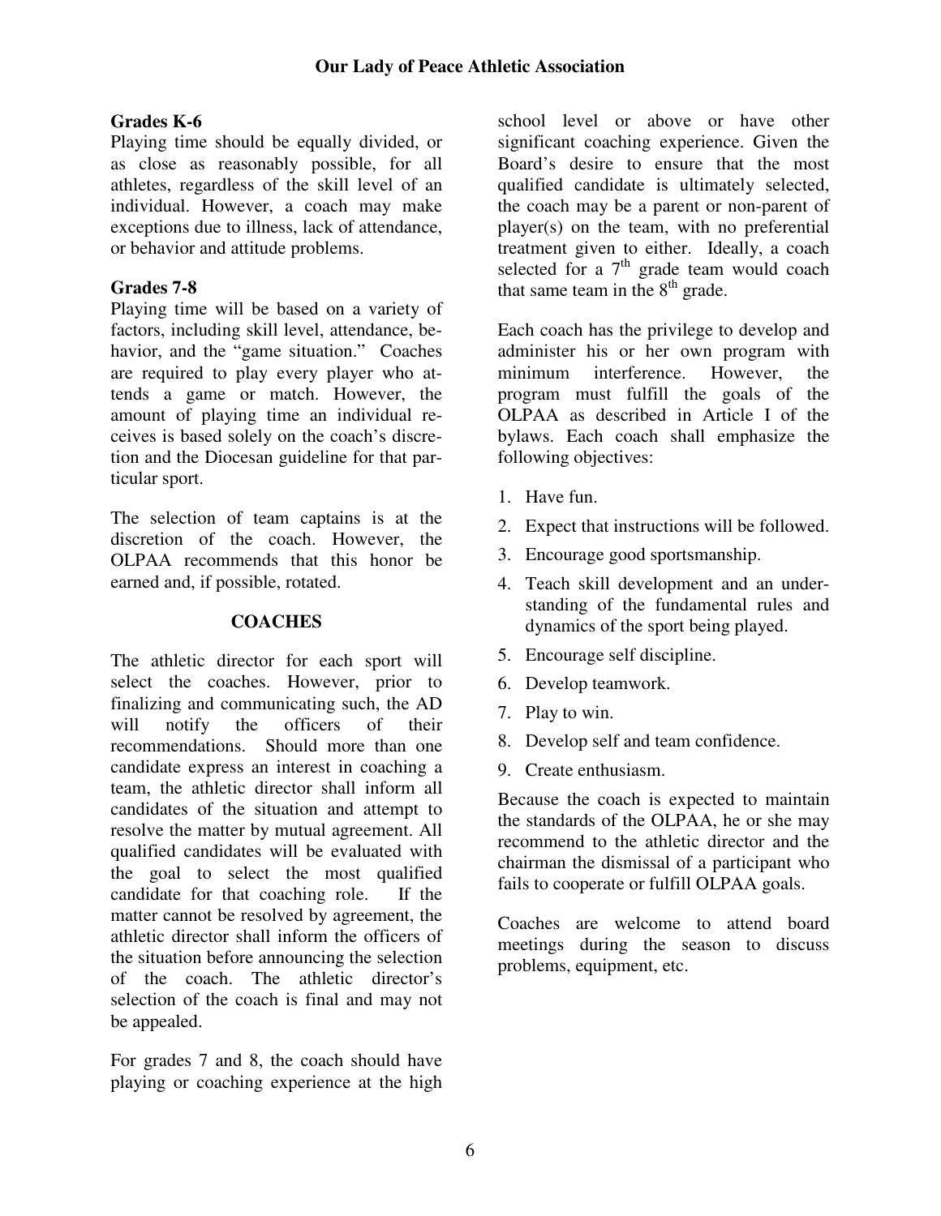### Grades K-6

Playing time should be equally divided, or as close as reasonably possible, for all athletes, regardless of the skill level of an individual. However, a coach may make exceptions due to illness, lack of attendance, or behavior and attitude problems.

### Grades 7-8

Playing time will be based on a variety of factors, including skill level, attendance, behavior, and the "game situation." Coaches are required to play every player who attends a game or match. However, the amount of playing time an individual receives is based solely on the coach's discretion and the Diocesan guideline for that particular sport.

The selection of team captains is at the discretion of the coach. However, the OLPAA recommends that this honor be earned and, if possible, rotated.

## COACHES

The athletic director for each sport will select the coaches. However, prior to finalizing and communicating such, the AD will notify the officers of their recommendations. Should more than one candidate express an interest in coaching a team, the athletic director shall inform all candidates of the situation and attempt to resolve the matter by mutual agreement. All qualified candidates will be evaluated with the goal to select the most qualified candidate for that coaching role. If the matter cannot be resolved by agreement, the athletic director shall inform the officers of the situation before announcing the selection of the coach. The athletic director's selection of the coach is final and may not be appealed.

For grades 7 and 8, the coach should have playing or coaching experience at the high school level or above or have other significant coaching experience. Given the Board's desire to ensure that the most qualified candidate is ultimately selected, the coach may be a parent or non-parent of player(s) on the team, with no preferential treatment given to either. Ideally, a coach selected for a 7th grade team would coach that same team in the 8th grade.

Each coach has the privilege to develop and administer his or her own program with minimum interference. However, the program must fulfill the goals of the OLPAA as described in Article I of the bylaws. Each coach shall emphasize the following objectives:

1. Have fun.
2. Expect that instructions will be followed.
3. Encourage good sportsmanship.
4. Teach skill development and an understanding of the fundamental rules and dynamics of the sport being played.
5. Encourage self discipline.
6. Develop teamwork.
7. Play to win.
8. Develop self and team confidence.
9. Create enthusiasm.

Because the coach is expected to maintain the standards of the OLPAA, he or she may recommend to the athletic director and the chairman the dismissal of a participant who fails to cooperate or fulfill OLPAA goals.

Coaches are welcome to attend board meetings during the season to discuss problems, equipment, etc.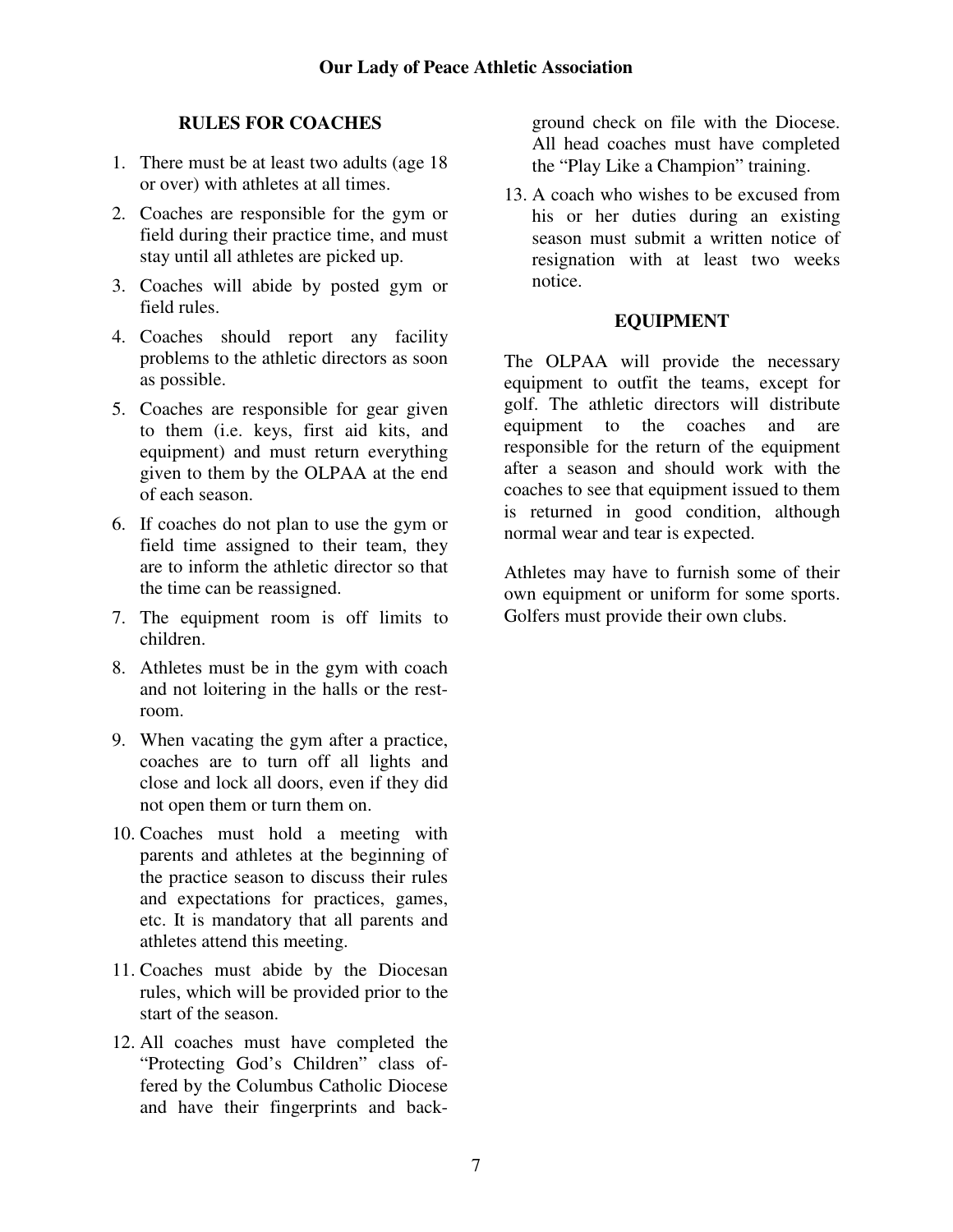## RULES FOR COACHES

1. There must be at least two adults (age 18 or over) with athletes at all times.
2. Coaches are responsible for the gym or field during their practice time, and must stay until all athletes are picked up.
3. Coaches will abide by posted gym or field rules.
4. Coaches should report any facility problems to the athletic directors as soon as possible.
5. Coaches are responsible for gear given to them (i.e. keys, first aid kits, and equipment) and must return everything given to them by the OLPAA at the end of each season.
6. If coaches do not plan to use the gym or field time assigned to their team, they are to inform the athletic director so that the time can be reassigned.
7. The equipment room is off limits to children.
8. Athletes must be in the gym with coach and not loitering in the halls or the restroom.
9. When vacating the gym after a practice, coaches are to turn off all lights and close and lock all doors, even if they did not open them or turn them on.
10. Coaches must hold a meeting with parents and athletes at the beginning of the practice season to discuss their rules and expectations for practices, games, etc. It is mandatory that all parents and athletes attend this meeting.
11. Coaches must abide by the Diocesan rules, which will be provided prior to the start of the season.
12. All coaches must have completed the "Protecting God's Children" class offered by the Columbus Catholic Diocese and have their fingerprints and background check on file with the Diocese. All head coaches must have completed the "Play Like a Champion" training.
13. A coach who wishes to be excused from his or her duties during an existing season must submit a written notice of resignation with at least two weeks notice.

## EQUIPMENT

The OLPAA will provide the necessary equipment to outfit the teams, except for golf. The athletic directors will distribute equipment to the coaches and are responsible for the return of the equipment after a season and should work with the coaches to see that equipment issued to them is returned in good condition, although normal wear and tear is expected.

Athletes may have to furnish some of their own equipment or uniform for some sports. Golfers must provide their own clubs.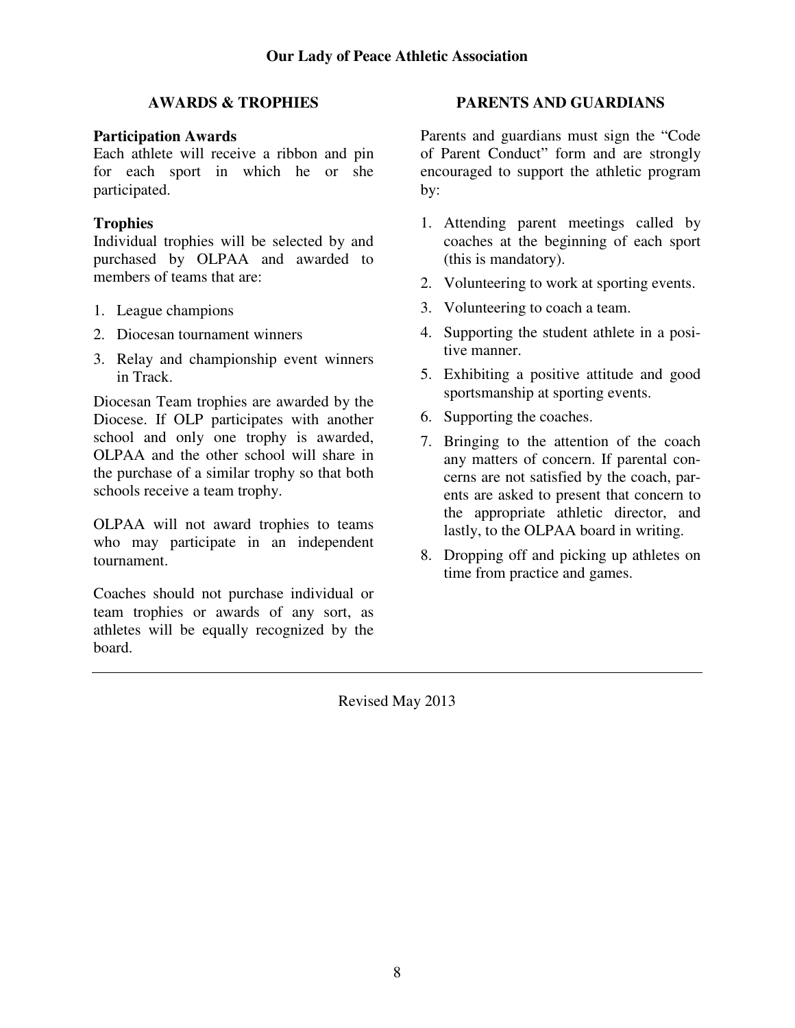## AWARDS & TROPHIES

**Participation Awards**
Each athlete will receive a ribbon and pin for each sport in which he or she participated.

**Trophies**
Individual trophies will be selected by and purchased by OLPAA and awarded to members of teams that are:

1. League champions
2. Diocesan tournament winners
3. Relay and championship event winners in Track.

Diocesan Team trophies are awarded by the Diocese. If OLP participates with another school and only one trophy is awarded, OLPAA and the other school will share in the purchase of a similar trophy so that both schools receive a team trophy.

OLPAA will not award trophies to teams who may participate in an independent tournament.

Coaches should not purchase individual or team trophies or awards of any sort, as athletes will be equally recognized by the board.

## PARENTS AND GUARDIANS

Parents and guardians must sign the "Code of Parent Conduct" form and are strongly encouraged to support the athletic program by:

1. Attending parent meetings called by coaches at the beginning of each sport (this is mandatory).
2. Volunteering to work at sporting events.
3. Volunteering to coach a team.
4. Supporting the student athlete in a positive manner.
5. Exhibiting a positive attitude and good sportsmanship at sporting events.
6. Supporting the coaches.
7. Bringing to the attention of the coach any matters of concern. If parental concerns are not satisfied by the coach, parents are asked to present that concern to the appropriate athletic director, and lastly, to the OLPAA board in writing.
8. Dropping off and picking up athletes on time from practice and games.

---

Revised May 2013